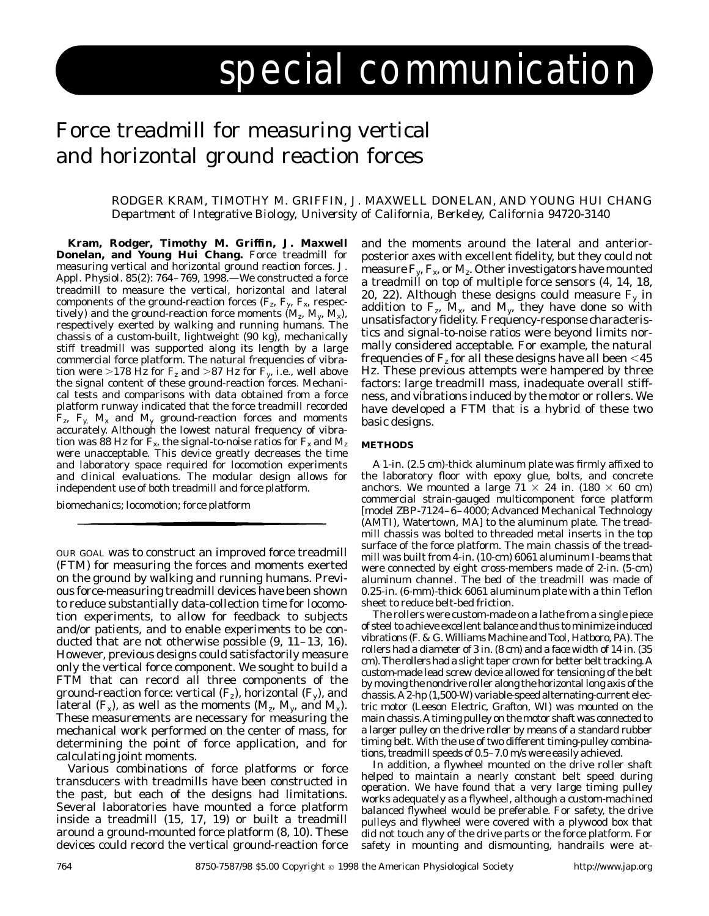# special communication

# Force treadmill for measuring vertical and horizontal ground reaction forces

RODGER KRAM, TIMOTHY M. GRIFFIN, J. MAXWELL DONELAN, AND YOUNG HUI CHANG
*Department of Integrative Biology, University of California, Berkeley, California 94720-3140*

**Kram, Rodger, Timothy M. Griffin, J. Maxwell Donelan, and Young Hui Chang.** Force treadmill for measuring vertical and horizontal ground reaction forces. *J. Appl. Physiol.* 85(2): 764–769, 1998.—We constructed a force treadmill to measure the vertical, horizontal and lateral components of the ground-reaction forces ($F_z$, $F_y$, $F_x$, respectively) and the ground-reaction force moments ($M_z$, $M_y$, $M_x$), respectively exerted by walking and running humans. The chassis of a custom-built, lightweight (90 kg), mechanically stiff treadmill was supported along its length by a large commercial force platform. The natural frequencies of vibration were >178 Hz for $F_z$ and >87 Hz for $F_y$, i.e., well above the signal content of these ground-reaction forces. Mechanical tests and comparisons with data obtained from a force platform runway indicated that the force treadmill recorded $F_z$, $F_y$, $M_x$ and $M_y$ ground-reaction forces and moments accurately. Although the lowest natural frequency of vibration was 88 Hz for $F_x$, the signal-to-noise ratios for $F_x$ and $M_z$ were unacceptable. This device greatly decreases the time and laboratory space required for locomotion experiments and clinical evaluations. The modular design allows for independent use of both treadmill and force platform.

biomechanics; locomotion; force platform

OUR GOAL was to construct an improved force treadmill (FTM) for measuring the forces and moments exerted on the ground by walking and running humans. Previous force-measuring treadmill devices have been shown to reduce substantially data-collection time for locomotion experiments, to allow for feedback to subjects and/or patients, and to enable experiments to be conducted that are not otherwise possible (9, 11–13, 16). However, previous designs could satisfactorily measure only the vertical force component. We sought to build a FTM that can record all three components of the ground-reaction force: vertical ($F_z$), horizontal ($F_y$), and lateral ($F_x$), as well as the moments ($M_z$, $M_y$, and $M_x$). These measurements are necessary for measuring the mechanical work performed on the center of mass, for determining the point of force application, and for calculating joint moments.

Various combinations of force platforms or force transducers with treadmills have been constructed in the past, but each of the designs had limitations. Several laboratories have mounted a force platform inside a treadmill (15, 17, 19) or built a treadmill around a ground-mounted force platform (8, 10). These devices could record the vertical ground-reaction force and the moments around the lateral and anterior-posterior axes with excellent fidelity, but they could not measure $F_y$, $F_x$, or $M_z$. Other investigators have mounted a treadmill on top of multiple force sensors (4, 14, 18, 20, 22). Although these designs could measure $F_y$ in addition to $F_z$, $M_x$, and $M_y$, they have done so with unsatisfactory fidelity. Frequency-response characteristics and signal-to-noise ratios were beyond limits normally considered acceptable. For example, the natural frequencies of $F_z$ for all these designs have all been <45 Hz. These previous attempts were hampered by three factors: large treadmill mass, inadequate overall stiffness, and vibrations induced by the motor or rollers. We have developed a FTM that is a hybrid of these two basic designs.

## METHODS

A 1-in. (2.5 cm)-thick aluminum plate was firmly affixed to the laboratory floor with epoxy glue, bolts, and concrete anchors. We mounted a large 71 × 24 in. (180 × 60 cm) commercial strain-gauged multicomponent force platform [model ZBP-7124–6–4000; Advanced Mechanical Technology (AMTI), Watertown, MA] to the aluminum plate. The treadmill chassis was bolted to threaded metal inserts in the top surface of the force platform. The main chassis of the treadmill was built from 4-in. (10-cm) 6061 aluminum I-beams that were connected by eight cross-members made of 2-in. (5-cm) aluminum channel. The bed of the treadmill was made of 0.25-in. (6-mm)-thick 6061 aluminum plate with a thin Teflon sheet to reduce belt-bed friction.

The rollers were custom-made on a lathe from a single piece of steel to achieve excellent balance and thus to minimize induced vibrations (F. & G. Williams Machine and Tool, Hatboro, PA). The rollers had a diameter of 3 in. (8 cm) and a face width of 14 in. (35 cm). The rollers had a slight taper crown for better belt tracking. A custom-made lead screw device allowed for tensioning of the belt by moving the nondrive roller along the horizontal long axis of the chassis. A 2-hp (1,500-W) variable-speed alternating-current electric motor (Leeson Electric, Grafton, WI) was mounted on the main chassis. A timing pulley on the motor shaft was connected to a larger pulley on the drive roller by means of a standard rubber timing belt. With the use of two different timing-pulley combinations, treadmill speeds of 0.5–7.0 m/s were easily achieved.

In addition, a flywheel mounted on the drive roller shaft helped to maintain a nearly constant belt speed during operation. We have found that a very large timing pulley works adequately as a flywheel, although a custom-machined balanced flywheel would be preferable. For safety, the drive pulleys and flywheel were covered with a plywood box that did not touch any of the drive parts or the force platform. For safety in mounting and dismounting, handrails were at-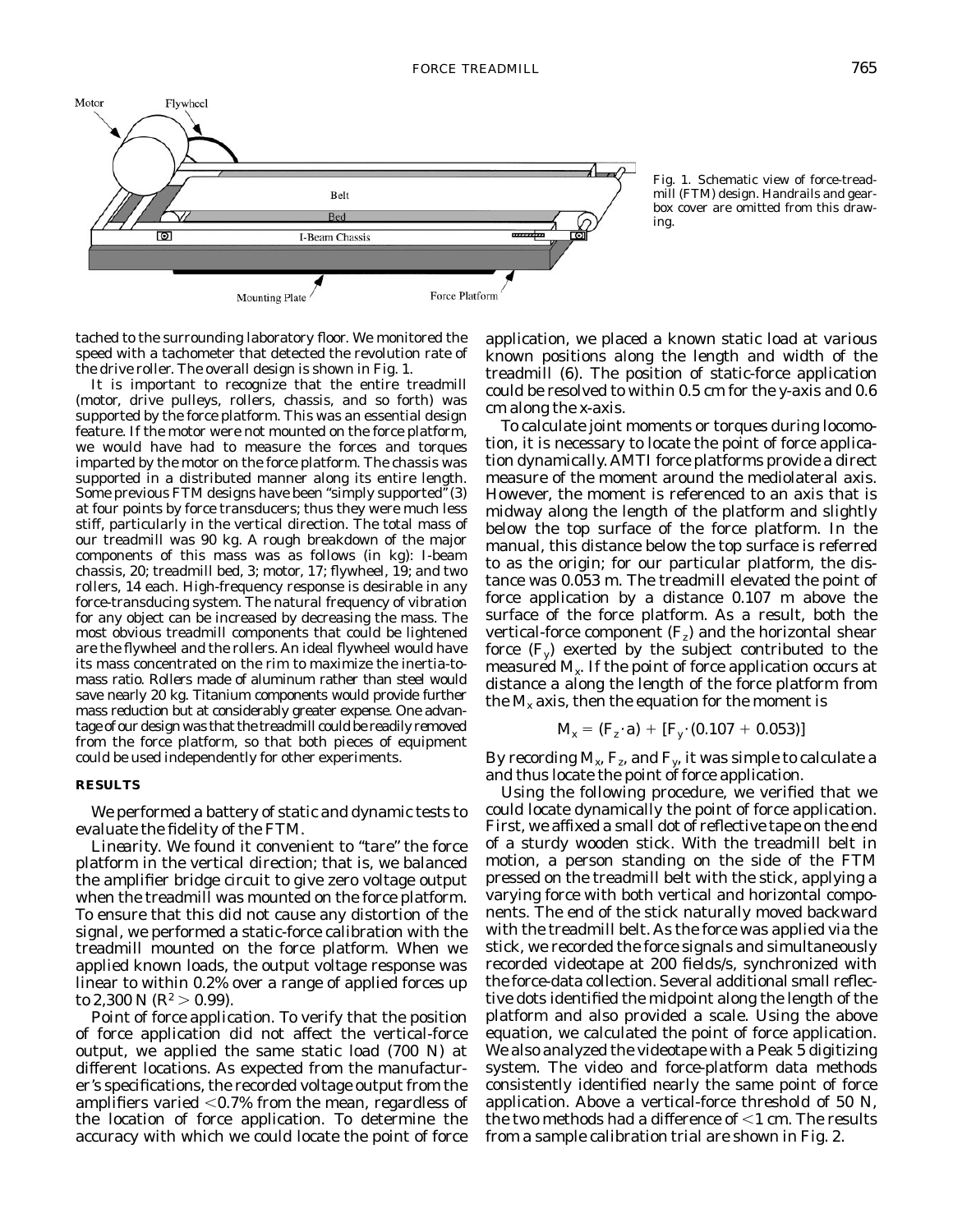Fig. 1. Schematic view of force-treadmill (FTM) design. Handrails and gearbox cover are omitted from this drawing.

tached to the surrounding laboratory floor. We monitored the speed with a tachometer that detected the revolution rate of the drive roller. The overall design is shown in Fig. 1.

It is important to recognize that the entire treadmill (motor, drive pulleys, rollers, chassis, and so forth) was supported by the force platform. This was an essential design feature. If the motor were not mounted on the force platform, we would have had to measure the forces and torques imparted by the motor on the force platform. The chassis was supported in a distributed manner along its entire length. Some previous FTM designs have been "simply supported" (3) at four points by force transducers; thus they were much less stiff, particularly in the vertical direction. The total mass of our treadmill was 90 kg. A rough breakdown of the major components of this mass was as follows (in kg): I-beam chassis, 20; treadmill bed, 3; motor, 17; flywheel, 19; and two rollers, 14 each. High-frequency response is desirable in any force-transducing system. The natural frequency of vibration for any object can be increased by decreasing the mass. The most obvious treadmill components that could be lightened are the flywheel and the rollers. An ideal flywheel would have its mass concentrated on the rim to maximize the inertia-to-mass ratio. Rollers made of aluminum rather than steel would save nearly 20 kg. Titanium components would provide further mass reduction but at considerably greater expense. One advantage of our design was that the treadmill could be readily removed from the force platform, so that both pieces of equipment could be used independently for other experiments.

## RESULTS

We performed a battery of static and dynamic tests to evaluate the fidelity of the FTM.

*Linearity.* We found it convenient to "tare" the force platform in the vertical direction; that is, we balanced the amplifier bridge circuit to give zero voltage output when the treadmill was mounted on the force platform. To ensure that this did not cause any distortion of the signal, we performed a static-force calibration with the treadmill mounted on the force platform. When we applied known loads, the output voltage response was linear to within 0.2% over a range of applied forces up to 2,300 N ($R^2 > 0.99$).

*Point of force application.* To verify that the position of force application did not affect the vertical-force output, we applied the same static load (700 N) at different locations. As expected from the manufacturer's specifications, the recorded voltage output from the amplifiers varied <0.7% from the mean, regardless of the location of force application. To determine the accuracy with which we could locate the point of force application, we placed a known static load at various known positions along the length and width of the treadmill (6). The position of static-force application could be resolved to within 0.5 cm for the y-axis and 0.6 cm along the x-axis.

To calculate joint moments or torques during locomotion, it is necessary to locate the point of force application dynamically. AMTI force platforms provide a direct measure of the moment around the mediolateral axis. However, the moment is referenced to an axis that is midway along the length of the platform and slightly below the top surface of the force platform. In the manual, this distance below the top surface is referred to as the origin; for our particular platform, the distance was 0.053 m. The treadmill elevated the point of force application by a distance 0.107 m above the surface of the force platform. As a result, both the vertical-force component ($F_z$) and the horizontal shear force ($F_y$) exerted by the subject contributed to the measured $M_x$. If the point of force application occurs at distance *a* along the length of the force platform from the $M_x$ axis, then the equation for the moment is

$$M_x = (F_z \cdot a) + [F_y \cdot (0.107 + 0.053)]$$

By recording $M_x$, $F_z$, and $F_y$, it was simple to calculate *a* and thus locate the point of force application.

Using the following procedure, we verified that we could locate dynamically the point of force application. First, we affixed a small dot of reflective tape on the end of a sturdy wooden stick. With the treadmill belt in motion, a person standing on the side of the FTM pressed on the treadmill belt with the stick, applying a varying force with both vertical and horizontal components. The end of the stick naturally moved backward with the treadmill belt. As the force was applied via the stick, we recorded the force signals and simultaneously recorded videotape at 200 fields/s, synchronized with the force-data collection. Several additional small reflective dots identified the midpoint along the length of the platform and also provided a scale. Using the above equation, we calculated the point of force application. We also analyzed the videotape with a Peak 5 digitizing system. The video and force-platform data methods consistently identified nearly the same point of force application. Above a vertical-force threshold of 50 N, the two methods had a difference of <1 cm. The results from a sample calibration trial are shown in Fig. 2.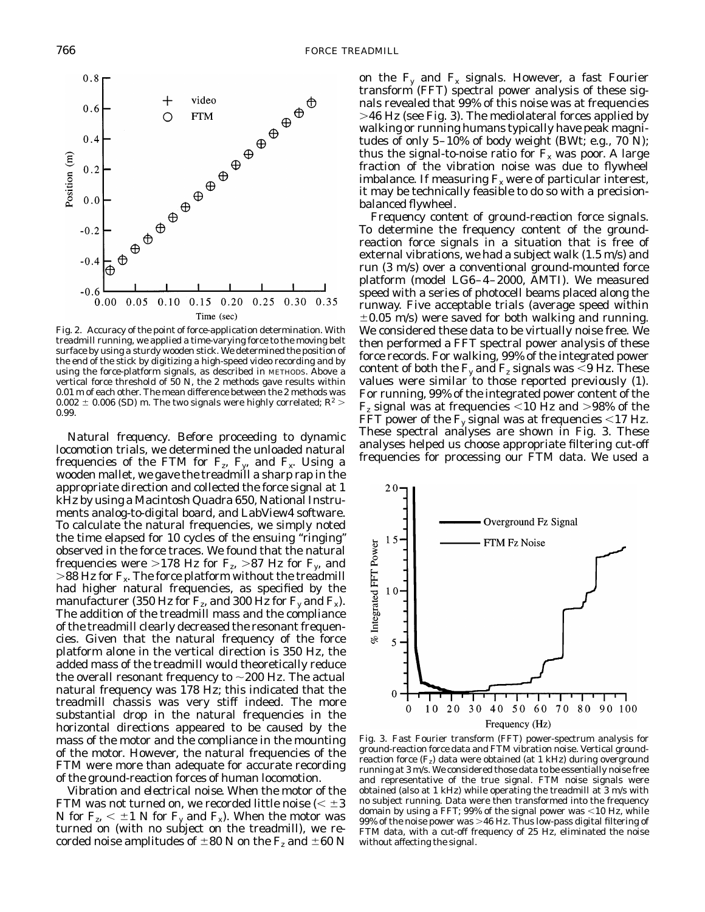Fig. 2. Accuracy of the point of force-application determination. With treadmill running, we applied a time-varying force to the moving belt surface by using a sturdy wooden stick. We determined the position of the end of the stick by digitizing a high-speed video recording and by using the force-platform signals, as described in METHODS. Above a vertical force threshold of 50 N, the 2 methods gave results within 0.01 m of each other. The mean difference between the 2 methods was 0.002 ± 0.006 (SD) m. The two signals were highly correlated; $R^2 >$ 0.99.

*Natural frequency.* Before proceeding to dynamic locomotion trials, we determined the unloaded natural frequencies of the FTM for $F_z$, $F_y$, and $F_x$. Using a wooden mallet, we gave the treadmill a sharp rap in the appropriate direction and collected the force signal at 1 kHz by using a Macintosh Quadra 650, National Instruments analog-to-digital board, and LabView4 software. To calculate the natural frequencies, we simply noted the time elapsed for 10 cycles of the ensuing "ringing" observed in the force traces. We found that the natural frequencies were >178 Hz for $F_z$, >87 Hz for $F_y$, and >88 Hz for $F_x$. The force platform without the treadmill had higher natural frequencies, as specified by the manufacturer (350 Hz for $F_z$, and 300 Hz for $F_y$ and $F_x$). The addition of the treadmill mass and the compliance of the treadmill clearly decreased the resonant frequencies. Given that the natural frequency of the force platform alone in the vertical direction is 350 Hz, the added mass of the treadmill would theoretically reduce the overall resonant frequency to ~200 Hz. The actual natural frequency was 178 Hz; this indicated that the treadmill chassis was very stiff indeed. The more substantial drop in the natural frequencies in the horizontal directions appeared to be caused by the mass of the motor and the compliance in the mounting of the motor. However, the natural frequencies of the FTM were more than adequate for accurate recording of the ground-reaction forces of human locomotion.

*Vibration and electrical noise.* When the motor of the FTM was not turned on, we recorded little noise (< ±3 N for $F_z$, < ±1 N for $F_y$ and $F_x$). When the motor was turned on (with no subject on the treadmill), we recorded noise amplitudes of ±80 N on the $F_z$ and ±60 N on the $F_y$ and $F_x$ signals. However, a fast Fourier transform (FFT) spectral power analysis of these signals revealed that 99% of this noise was at frequencies >46 Hz (see Fig. 3). The mediolateral forces applied by walking or running humans typically have peak magnitudes of only 5–10% of body weight (BWt; e.g., 70 N); thus the signal-to-noise ratio for $F_x$ was poor. A large fraction of the vibration noise was due to flywheel imbalance. If measuring $F_x$ were of particular interest, it may be technically feasible to do so with a precision-balanced flywheel.

*Frequency content of ground-reaction force signals.* To determine the frequency content of the ground-reaction force signals in a situation that is free of external vibrations, we had a subject walk (1.5 m/s) and run (3 m/s) over a conventional ground-mounted force platform (model LG6–4–2000, AMTI). We measured speed with a series of photocell beams placed along the runway. Five acceptable trials (average speed within ±0.05 m/s) were saved for both walking and running. We considered these data to be virtually noise free. We then performed a FFT spectral power analysis of these force records. For walking, 99% of the integrated power content of both the $F_y$ and $F_z$ signals was <9 Hz. These values were similar to those reported previously (1). For running, 99% of the integrated power content of the $F_z$ signal was at frequencies <10 Hz and >98% of the FFT power of the $F_y$ signal was at frequencies <17 Hz. These spectral analyses are shown in Fig. 3. These analyses helped us choose appropriate filtering cut-off frequencies for processing our FTM data. We used a

Fig. 3. Fast Fourier transform (FFT) power-spectrum analysis for ground-reaction force data and FTM vibration noise. Vertical ground-reaction force ($F_z$) data were obtained (at 1 kHz) during overground running at 3 m/s. We considered those data to be essentially noise free and representative of the true signal. FTM noise signals were obtained (also at 1 kHz) while operating the treadmill at 3 m/s with no subject running. Data were then transformed into the frequency domain by using a FFT; 99% of the signal power was <10 Hz, while 99% of the noise power was >46 Hz. Thus low-pass digital filtering of FTM data, with a cut-off frequency of 25 Hz, eliminated the noise without affecting the signal.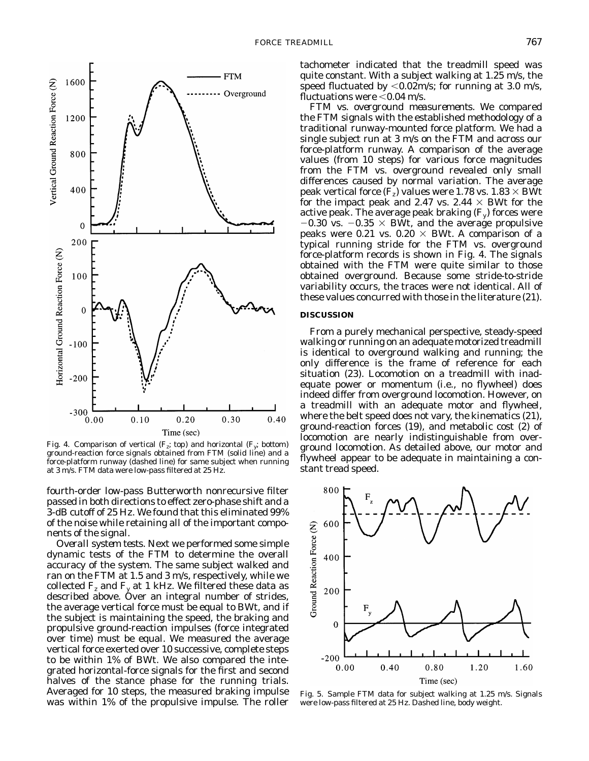fourth-order low-pass Butterworth nonrecursive filter passed in both directions to effect zero-phase shift and a 3-dB cutoff of 25 Hz. We found that this eliminated 99% of the noise while retaining all of the important components of the signal.

*Overall system tests.* Next we performed some simple dynamic tests of the FTM to determine the overall accuracy of the system. The same subject walked and ran on the FTM at 1.5 and 3 m/s, respectively, while we collected $F_z$ and $F_y$ at 1 kHz. We filtered these data as described above. Over an integral number of strides, the average vertical force must be equal to BWt, and if the subject is maintaining the speed, the braking and propulsive ground-reaction impulses (force integrated over time) must be equal. We measured the average vertical force exerted over 10 successive, complete steps to be within 1% of BWt. We also compared the integrated horizontal-force signals for the first and second halves of the stance phase for the running trials. Averaged for 10 steps, the measured braking impulse was within 1% of the propulsive impulse. The roller tachometer indicated that the treadmill speed was quite constant. With a subject walking at 1.25 m/s, the speed fluctuated by <0.02m/s; for running at 3.0 m/s, fluctuations were <0.04 m/s.

Fig. 4. Comparison of vertical ($F_z$; top) and horizontal ($F_y$; bottom) ground-reaction force signals obtained from FTM (solid line) and a force-platform runway (dashed line) for same subject when running at 3 m/s. FTM data were low-pass filtered at 25 Hz.

*FTM vs. overground measurements.* We compared the FTM signals with the established methodology of a traditional runway-mounted force platform. We had a single subject run at 3 m/s on the FTM and across our force-platform runway. A comparison of the average values (from 10 steps) for various force magnitudes from the FTM vs. overground revealed only small differences caused by normal variation. The average peak vertical force ($F_z$) values were 1.78 vs. 1.83 × BWt for the impact peak and 2.47 vs. 2.44 × BWt for the active peak. The average peak braking ($F_y$) forces were −0.30 vs. −0.35 × BWt, and the average propulsive peaks were 0.21 vs. 0.20 × BWt. A comparison of a typical running stride for the FTM vs. overground force-platform records is shown in Fig. 4. The signals obtained with the FTM were quite similar to those obtained overground. Because some stride-to-stride variability occurs, the traces were not identical. All of these values concurred with those in the literature (21).

## DISCUSSION

From a purely mechanical perspective, steady-speed walking or running on an adequate motorized treadmill is identical to overground walking and running; the only difference is the frame of reference for each situation (23). Locomotion on a treadmill with inadequate power or momentum (i.e., no flywheel) does indeed differ from overground locomotion. However, on a treadmill with an adequate motor and flywheel, where the belt speed does not vary, the kinematics (21), ground-reaction forces (19), and metabolic cost (2) of locomotion are nearly indistinguishable from overground locomotion. As detailed above, our motor and flywheel appear to be adequate in maintaining a constant tread speed.

Fig. 5. Sample FTM data for subject walking at 1.25 m/s. Signals were low-pass filtered at 25 Hz. Dashed line, body weight.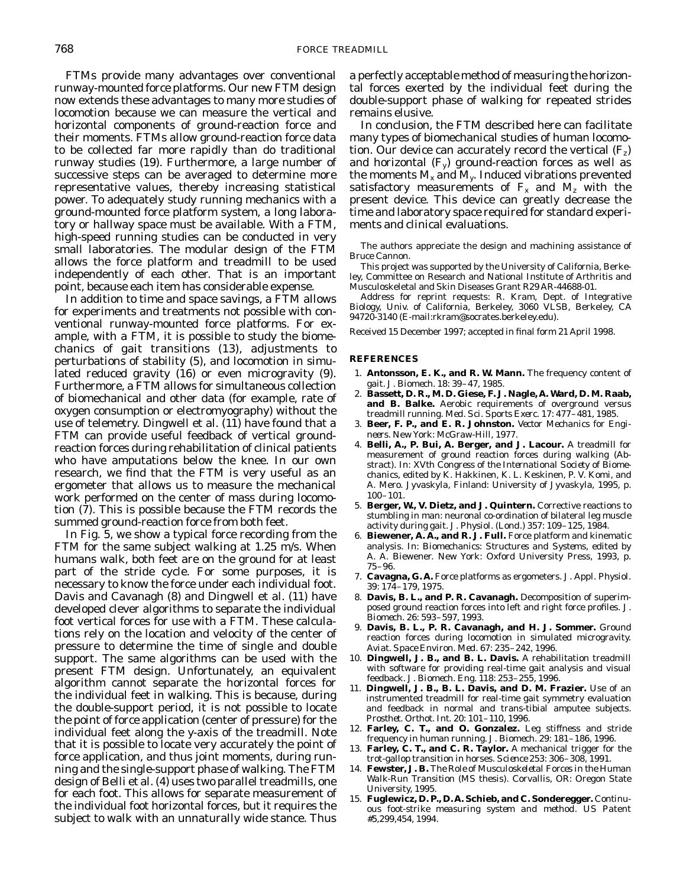FTMs provide many advantages over conventional runway-mounted force platforms. Our new FTM design now extends these advantages to many more studies of locomotion because we can measure the vertical and horizontal components of ground-reaction force and their moments. FTMs allow ground-reaction force data to be collected far more rapidly than do traditional runway studies (19). Furthermore, a large number of successive steps can be averaged to determine more representative values, thereby increasing statistical power. To adequately study running mechanics with a ground-mounted force platform system, a long laboratory or hallway space must be available. With a FTM, high-speed running studies can be conducted in very small laboratories. The modular design of the FTM allows the force platform and treadmill to be used independently of each other. That is an important point, because each item has considerable expense.

In addition to time and space savings, a FTM allows for experiments and treatments not possible with conventional runway-mounted force platforms. For example, with a FTM, it is possible to study the biomechanics of gait transitions (13), adjustments to perturbations of stability (5), and locomotion in simulated reduced gravity (16) or even microgravity (9). Furthermore, a FTM allows for simultaneous collection of biomechanical and other data (for example, rate of oxygen consumption or electromyography) without the use of telemetry. Dingwell et al. (11) have found that a FTM can provide useful feedback of vertical ground-reaction forces during rehabilitation of clinical patients who have amputations below the knee. In our own research, we find that the FTM is very useful as an ergometer that allows us to measure the mechanical work performed on the center of mass during locomotion (7). This is possible because the FTM records the summed ground-reaction force from both feet.

In Fig. 5, we show a typical force recording from the FTM for the same subject walking at 1.25 m/s. When humans walk, both feet are on the ground for at least part of the stride cycle. For some purposes, it is necessary to know the force under each individual foot. Davis and Cavanagh (8) and Dingwell et al. (11) have developed clever algorithms to separate the individual foot vertical forces for use with a FTM. These calculations rely on the location and velocity of the center of pressure to determine the time of single and double support. The same algorithms can be used with the present FTM design. Unfortunately, an equivalent algorithm cannot separate the horizontal forces for the individual feet in walking. This is because, during the double-support period, it is not possible to locate the point of force application (center of pressure) for the individual feet along the y-axis of the treadmill. Note that it is possible to locate very accurately the point of force application, and thus joint moments, during running and the single-support phase of walking. The FTM design of Belli et al. (4) uses two parallel treadmills, one for each foot. This allows for separate measurement of the individual foot horizontal forces, but it requires the subject to walk with an unnaturally wide stance. Thus a perfectly acceptable method of measuring the horizontal forces exerted by the individual feet during the double-support phase of walking for repeated strides remains elusive.

In conclusion, the FTM described here can facilitate many types of biomechanical studies of human locomotion. Our device can accurately record the vertical ($F_z$) and horizontal ($F_y$) ground-reaction forces as well as the moments $M_x$ and $M_y$. Induced vibrations prevented satisfactory measurements of $F_x$ and $M_z$ with the present device. This device can greatly decrease the time and laboratory space required for standard experiments and clinical evaluations.

The authors appreciate the design and machining assistance of Bruce Cannon.

This project was supported by the University of California, Berkeley, Committee on Research and National Institute of Arthritis and Musculoskeletal and Skin Diseases Grant R29 AR-44688-01.

Address for reprint requests: R. Kram, Dept. of Integrative Biology, Univ. of California, Berkeley, 3060 VLSB, Berkeley, CA 94720-3140 (E-mail:rkram@socrates.berkeley.edu).

Received 15 December 1997; accepted in final form 21 April 1998.

## REFERENCES

1. **Antonsson, E. K., and R. W. Mann.** The frequency content of gait. *J. Biomech.* 18: 39–47, 1985.
2. **Bassett, D. R., M. D. Giese, F. J. Nagle, A. Ward, D. M. Raab, and B. Balke.** Aerobic requirements of overground versus treadmill running. *Med. Sci. Sports Exerc.* 17: 477–481, 1985.
3. **Beer, F. P., and E. R. Johnston.** *Vector Mechanics for Engineers.* New York: McGraw-Hill, 1977.
4. **Belli, A., P. Bui, A. Berger, and J. Lacour.** A treadmill for measurement of ground reaction forces during walking (Abstract). In: *XVth Congress of the International Society of Biomechanics*, edited by K. Hakkinen, K. L. Keskinen, P. V. Komi, and A. Mero. Jyvaskyla, Finland: University of Jyvaskyla, 1995, p. 100–101.
5. **Berger, W., V. Dietz, and J. Quintern.** Corrective reactions to stumbling in man: neuronal co-ordination of bilateral leg muscle activity during gait. *J. Physiol. (Lond.)* 357: 109–125, 1984.
6. **Biewener, A. A., and R. J. Full.** Force platform and kinematic analysis. In: *Biomechanics: Structures and Systems*, edited by A. A. Biewener. New York: Oxford University Press, 1993, p. 75–96.
7. **Cavagna, G. A.** Force platforms as ergometers. *J. Appl. Physiol.* 39: 174–179, 1975.
8. **Davis, B. L., and P. R. Cavanagh.** Decomposition of superimposed ground reaction forces into left and right force profiles. *J. Biomech.* 26: 593–597, 1993.
9. **Davis, B. L., P. R. Cavanagh, and H. J. Sommer.** Ground reaction forces during locomotion in simulated microgravity. *Aviat. Space Environ. Med.* 67: 235–242, 1996.
10. **Dingwell, J. B., and B. L. Davis.** A rehabilitation treadmill with software for providing real-time gait analysis and visual feedback. *J. Biomech. Eng.* 118: 253–255, 1996.
11. **Dingwell, J. B., B. L. Davis, and D. M. Frazier.** Use of an instrumented treadmill for real-time gait symmetry evaluation and feedback in normal and trans-tibial amputee subjects. *Prosthet. Orthot. Int.* 20: 101–110, 1996.
12. **Farley, C. T., and O. Gonzalez.** Leg stiffness and stride frequency in human running. *J. Biomech.* 29: 181–186, 1996.
13. **Farley, C. T., and C. R. Taylor.** A mechanical trigger for the trot-gallop transition in horses. *Science* 253: 306–308, 1991.
14. **Fewster, J. B.** *The Role of Musculoskeletal Forces in the Human Walk-Run Transition* (MS thesis). Corvallis, OR: Oregon State University, 1995.
15. **Fuglewicz, D. P., D. A. Schieb, and C. Sonderegger.** Continuous foot-strike measuring system and method. US Patent #5,299,454, 1994.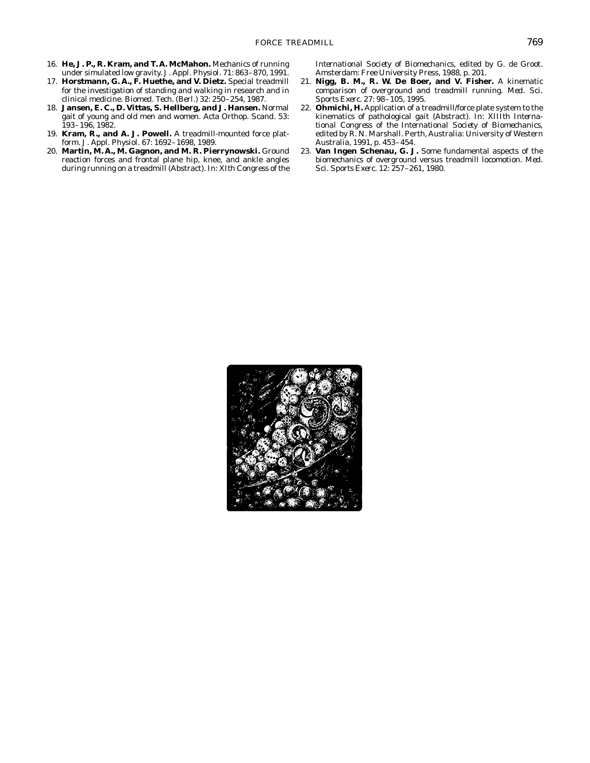16. **He, J. P., R. Kram, and T. A. McMahon.** Mechanics of running under simulated low gravity. *J. Appl. Physiol.* 71: 863–870, 1991.
17. **Horstmann, G. A., F. Huethe, and V. Dietz.** Special treadmill for the investigation of standing and walking in research and in clinical medicine. *Biomed. Tech. (Berl.)* 32: 250–254, 1987.
18. **Jansen, E. C., D. Vittas, S. Hellberg, and J. Hansen.** Normal gait of young and old men and women. *Acta Orthop. Scand.* 53: 193–196, 1982.
19. **Kram, R., and A. J. Powell.** A treadmill-mounted force platform. *J. Appl. Physiol.* 67: 1692–1698, 1989.
20. **Martin, M. A., M. Gagnon, and M. R. Pierrynowski.** Ground reaction forces and frontal plane hip, knee, and ankle angles during running on a treadmill (Abstract). In: *XIth Congress of the International Society of Biomechanics*, edited by G. de Groot. Amsterdam: Free University Press, 1988, p. 201.
21. **Nigg, B. M., R. W. De Boer, and V. Fisher.** A kinematic comparison of overground and treadmill running. *Med. Sci. Sports Exerc.* 27: 98–105, 1995.
22. **Ohmichi, H.** Application of a treadmill/force plate system to the kinematics of pathological gait (Abstract). In: *XIIIth International Congress of the International Society of Biomechanics*, edited by R. N. Marshall. Perth, Australia: University of Western Australia, 1991, p. 453–454.
23. **Van Ingen Schenau, G. J.** Some fundamental aspects of the biomechanics of overground versus treadmill locomotion. *Med. Sci. Sports Exerc.* 12: 257–261, 1980.